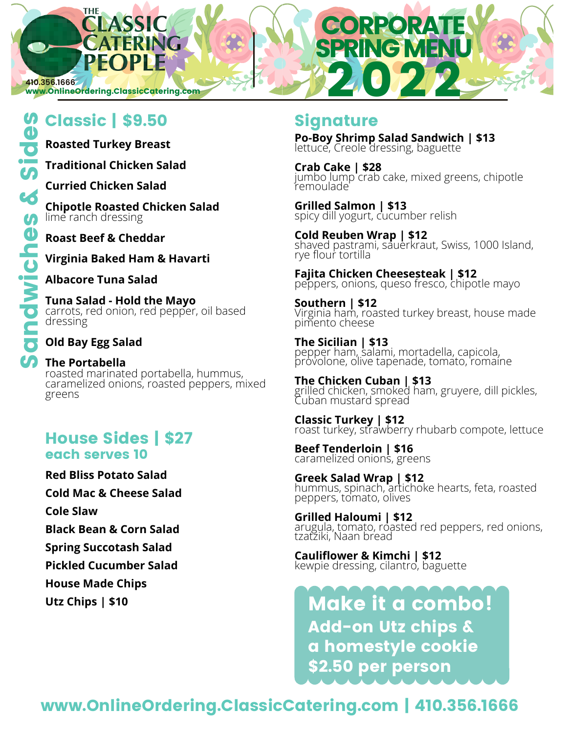# THE CLASSIC CATERING PEOPLE

410.356.1666
www.OnlineOrdering.ClassicCatering.com

# CORPORATE SPRING MENU 2022

## Sandwiches & Sides

### Classic | $9.50

**Roasted Turkey Breast**

**Traditional Chicken Salad**

**Curried Chicken Salad**

**Chipotle Roasted Chicken Salad**
lime ranch dressing

**Roast Beef & Cheddar**

**Virginia Baked Ham & Havarti**

**Albacore Tuna Salad**

**Tuna Salad - Hold the Mayo**
carrots, red onion, red pepper, oil based dressing

**Old Bay Egg Salad**

**The Portabella**
roasted marinated portabella, hummus, caramelized onions, roasted peppers, mixed greens

### House Sides | $27
**each serves 10**

**Red Bliss Potato Salad**

**Cold Mac & Cheese Salad**

**Cole Slaw**

**Black Bean & Corn Salad**

**Spring Succotash Salad**

**Pickled Cucumber Salad**

**House Made Chips**

**Utz Chips | $10**

### Signature

**Po-Boy Shrimp Salad Sandwich | $13**
lettuce, Creole dressing, baguette

**Crab Cake | $28**
jumbo lump crab cake, mixed greens, chipotle remoulade

**Grilled Salmon | $13**
spicy dill yogurt, cucumber relish

**Cold Reuben Wrap | $12**
shaved pastrami, sauerkraut, Swiss, 1000 Island, rye flour tortilla

**Fajita Chicken Cheesesteak | $12**
peppers, onions, queso fresco, chipotle mayo

**Southern | $12**
Virginia ham, roasted turkey breast, house made pimento cheese

**The Sicilian | $13**
pepper ham, salami, mortadella, capicola, provolone, olive tapenade, tomato, romaine

**The Chicken Cuban | $13**
grilled chicken, smoked ham, gruyere, dill pickles, Cuban mustard spread

**Classic Turkey | $12**
roast turkey, strawberry rhubarb compote, lettuce

**Beef Tenderloin | $16**
caramelized onions, greens

**Greek Salad Wrap | $12**
hummus, spinach, artichoke hearts, feta, roasted peppers, tomato, olives

**Grilled Haloumi | $12**
arugula, tomato, roasted red peppers, red onions, tzatziki, Naan bread

**Cauliflower & Kimchi | $12**
kewpie dressing, cilantro, baguette

**Make it a combo!**
**Add-on Utz chips & a homestyle cookie $2.50 per person**

www.OnlineOrdering.ClassicCatering.com | 410.356.1666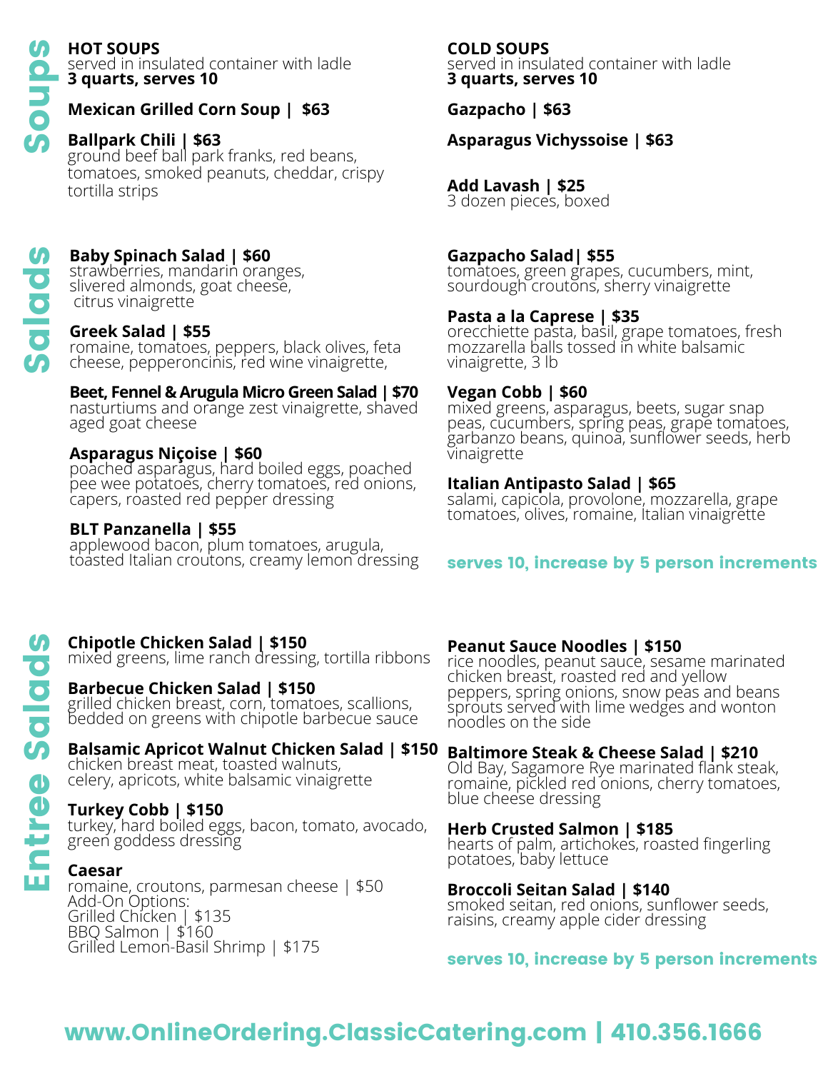# Soups

## HOT SOUPS

served in insulated container with ladle
**3 quarts, serves 10**

**Mexican Grilled Corn Soup | $63**

**Ballpark Chili | $63**
ground beef ball park franks, red beans, tomatoes, smoked peanuts, cheddar, crispy tortilla strips

## COLD SOUPS

served in insulated container with ladle
**3 quarts, serves 10**

**Gazpacho | $63**

**Asparagus Vichyssoise | $63**

**Add Lavash | $25**
3 dozen pieces, boxed

# Salads

**Baby Spinach Salad | $60**
strawberries, mandarin oranges, slivered almonds, goat cheese, citrus vinaigrette

**Greek Salad | $55**
romaine, tomatoes, peppers, black olives, feta cheese, pepperoncinis, red wine vinaigrette,

**Beet, Fennel & Arugula Micro Green Salad | $70**
nasturtiums and orange zest vinaigrette, shaved aged goat cheese

**Asparagus Niçoise | $60**
poached asparagus, hard boiled eggs, poached pee wee potatoes, cherry tomatoes, red onions, capers, roasted red pepper dressing

**BLT Panzanella | $55**
applewood bacon, plum tomatoes, arugula, toasted Italian croutons, creamy lemon dressing

**Gazpacho Salad| $55**
tomatoes, green grapes, cucumbers, mint, sourdough croutons, sherry vinaigrette

**Pasta a la Caprese | $35**
orecchiette pasta, basil, grape tomatoes, fresh mozzarella balls tossed in white balsamic vinaigrette, 3 lb

**Vegan Cobb | $60**
mixed greens, asparagus, beets, sugar snap peas, cucumbers, spring peas, grape tomatoes, garbanzo beans, quinoa, sunflower seeds, herb vinaigrette

**Italian Antipasto Salad | $65**
salami, capicola, provolone, mozzarella, grape tomatoes, olives, romaine, Italian vinaigrette

**serves 10, increase by 5 person increments**

# Entree Salads

**Chipotle Chicken Salad | $150**
mixed greens, lime ranch dressing, tortilla ribbons

**Barbecue Chicken Salad | $150**
grilled chicken breast, corn, tomatoes, scallions, bedded on greens with chipotle barbecue sauce

**Balsamic Apricot Walnut Chicken Salad | $150**
chicken breast meat, toasted walnuts, celery, apricots, white balsamic vinaigrette

**Turkey Cobb | $150**
turkey, hard boiled eggs, bacon, tomato, avocado, green goddess dressing

**Caesar**
romaine, croutons, parmesan cheese | $50
Add-On Options:
Grilled Chicken | $135
BBQ Salmon | $160
Grilled Lemon-Basil Shrimp | $175

**Peanut Sauce Noodles | $150**
rice noodles, peanut sauce, sesame marinated chicken breast, roasted red and yellow peppers, spring onions, snow peas and beans sprouts served with lime wedges and wonton noodles on the side

**Baltimore Steak & Cheese Salad | $210**
Old Bay, Sagamore Rye marinated flank steak, romaine, pickled red onions, cherry tomatoes, blue cheese dressing

**Herb Crusted Salmon | $185**
hearts of palm, artichokes, roasted fingerling potatoes, baby lettuce

**Broccoli Seitan Salad | $140**
smoked seitan, red onions, sunflower seeds, raisins, creamy apple cider dressing

**serves 10, increase by 5 person increments**

**www.OnlineOrdering.ClassicCatering.com | 410.356.1666**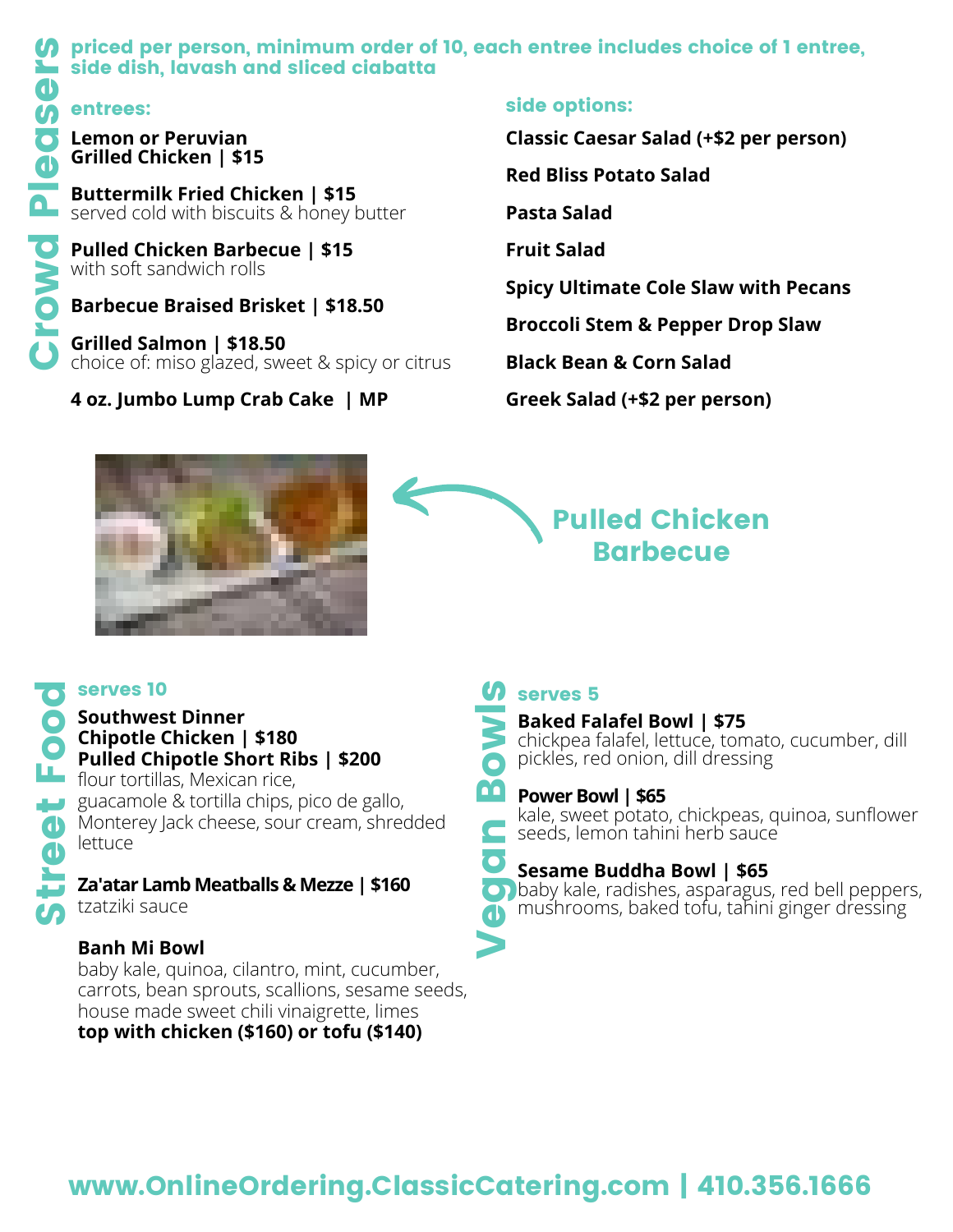## Crowd Pleasers

**priced per person, minimum order of 10, each entree includes choice of 1 entree, side dish, lavash and sliced ciabatta**

### entrees:

**Lemon or Peruvian Grilled Chicken | $15**

**Buttermilk Fried Chicken | $15**
served cold with biscuits & honey butter

**Pulled Chicken Barbecue | $15**
with soft sandwich rolls

**Barbecue Braised Brisket | $18.50**

**Grilled Salmon | $18.50**
choice of: miso glazed, sweet & spicy or citrus

**4 oz. Jumbo Lump Crab Cake | MP**

### side options:

**Classic Caesar Salad (+$2 per person)**

**Red Bliss Potato Salad**

**Pasta Salad**

**Fruit Salad**

**Spicy Ultimate Cole Slaw with Pecans**

**Broccoli Stem & Pepper Drop Slaw**

**Black Bean & Corn Salad**

**Greek Salad (+$2 per person)**

Pulled Chicken Barbecue

## Street Food

**serves 10**

**Southwest Dinner**
**Chipotle Chicken | $180**
**Pulled Chipotle Short Ribs | $200**
flour tortillas, Mexican rice, guacamole & tortilla chips, pico de gallo, Monterey Jack cheese, sour cream, shredded lettuce

**Za'atar Lamb Meatballs & Mezze | $160**
tzatziki sauce

**Banh Mi Bowl**
baby kale, quinoa, cilantro, mint, cucumber, carrots, bean sprouts, scallions, sesame seeds, house made sweet chili vinaigrette, limes
**top with chicken ($160) or tofu ($140)**

## Vegan Bowls

**serves 5**

**Baked Falafel Bowl | $75**
chickpea falafel, lettuce, tomato, cucumber, dill pickles, red onion, dill dressing

**Power Bowl | $65**
kale, sweet potato, chickpeas, quinoa, sunflower seeds, lemon tahini herb sauce

**Sesame Buddha Bowl | $65**
baby kale, radishes, asparagus, red bell peppers, mushrooms, baked tofu, tahini ginger dressing

**www.OnlineOrdering.ClassicCatering.com | 410.356.1666**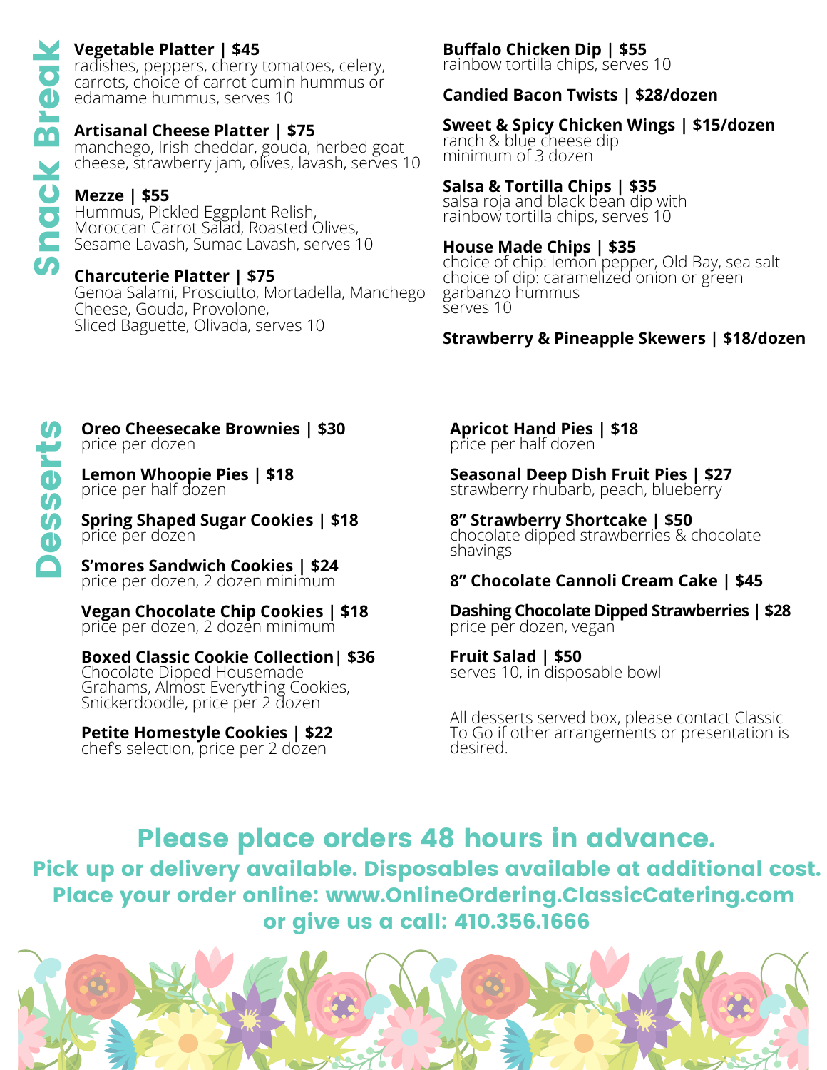## Snack Break

**Vegetable Platter | $45**
radishes, peppers, cherry tomatoes, celery, carrots, choice of carrot cumin hummus or edamame hummus, serves 10

**Artisanal Cheese Platter | $75**
manchego, Irish cheddar, gouda, herbed goat cheese, strawberry jam, olives, lavash, serves 10

**Mezze | $55**
Hummus, Pickled Eggplant Relish, Moroccan Carrot Salad, Roasted Olives, Sesame Lavash, Sumac Lavash, serves 10

**Charcuterie Platter | $75**
Genoa Salami, Prosciutto, Mortadella, Manchego Cheese, Gouda, Provolone, Sliced Baguette, Olivada, serves 10

**Buffalo Chicken Dip | $55**
rainbow tortilla chips, serves 10

**Candied Bacon Twists | $28/dozen**

**Sweet & Spicy Chicken Wings | $15/dozen**
ranch & blue cheese dip
minimum of 3 dozen

**Salsa & Tortilla Chips | $35**
salsa roja and black bean dip with rainbow tortilla chips, serves 10

**House Made Chips | $35**
choice of chip: lemon pepper, Old Bay, sea salt
choice of dip: caramelized onion or green garbanzo hummus
serves 10

**Strawberry & Pineapple Skewers | $18/dozen**

## Desserts

**Oreo Cheesecake Brownies | $30**
price per dozen

**Lemon Whoopie Pies | $18**
price per half dozen

**Spring Shaped Sugar Cookies | $18**
price per dozen

**S'mores Sandwich Cookies | $24**
price per dozen, 2 dozen minimum

**Vegan Chocolate Chip Cookies | $18**
price per dozen, 2 dozen minimum

**Boxed Classic Cookie Collection| $36**
Chocolate Dipped Housemade Grahams, Almost Everything Cookies, Snickerdoodle, price per 2 dozen

**Petite Homestyle Cookies | $22**
chef's selection, price per 2 dozen

**Apricot Hand Pies | $18**
price per half dozen

**Seasonal Deep Dish Fruit Pies | $27**
strawberry rhubarb, peach, blueberry

**8" Strawberry Shortcake | $50**
chocolate dipped strawberries & chocolate shavings

**8" Chocolate Cannoli Cream Cake | $45**

**Dashing Chocolate Dipped Strawberries | $28**
price per dozen, vegan

**Fruit Salad | $50**
serves 10, in disposable bowl

All desserts served box, please contact Classic To Go if other arrangements or presentation is desired.

## Please place orders 48 hours in advance.

**Pick up or delivery available. Disposables available at additional cost.**
**Place your order online: www.OnlineOrdering.ClassicCatering.com**
**or give us a call: 410.356.1666**